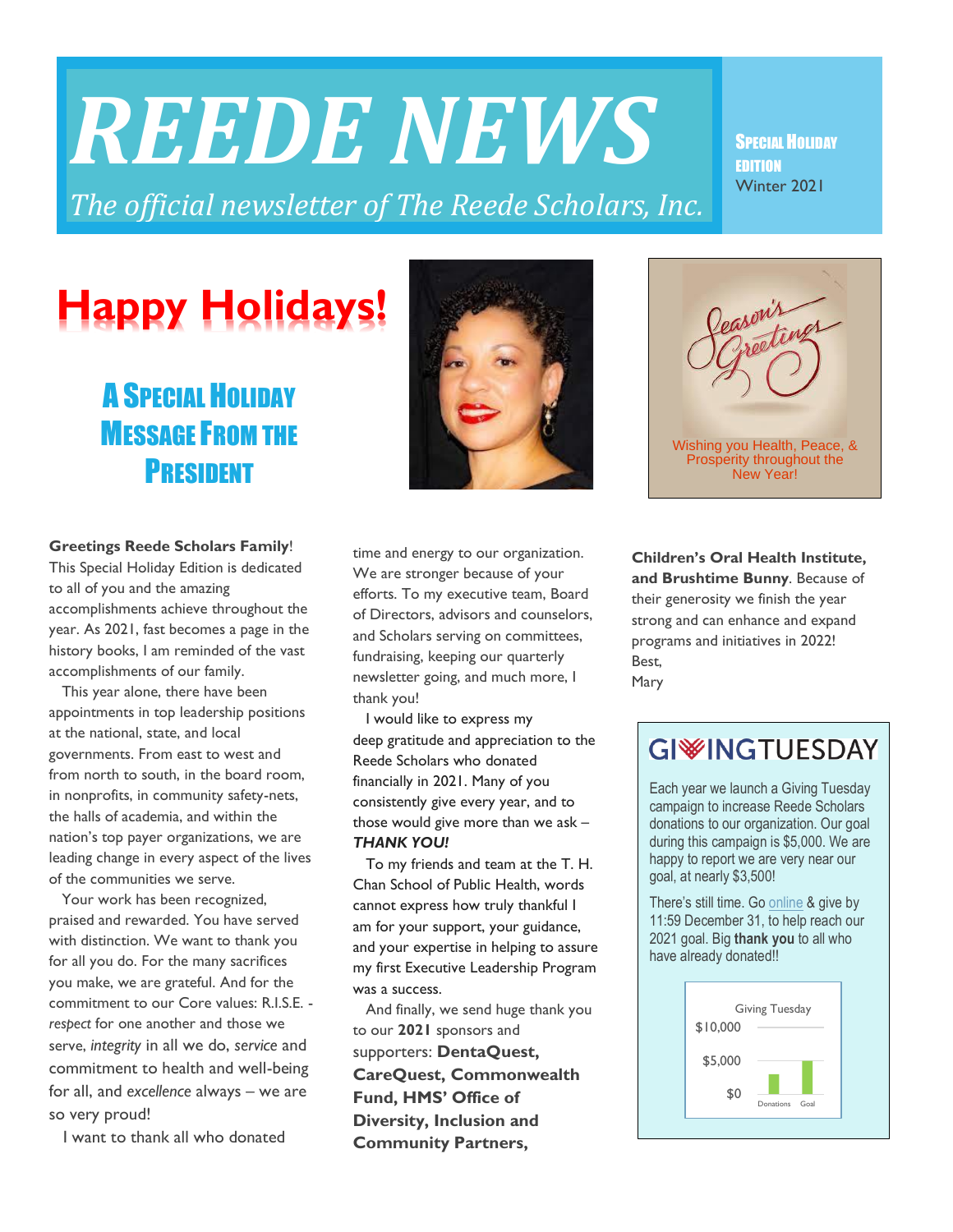# REEDE NEWS

*The official newsletter of The Reede Scholars, Inc.*

**Special Holiday Edition**
Winter 2021

# Happy Holidays!

## A Special Holiday Message From the President

Season's Greetings

Wishing you Health, Peace, & Prosperity throughout the New Year!

**Greetings Reede Scholars Family**! This Special Holiday Edition is dedicated to all of you and the amazing accomplishments achieve throughout the year. As 2021, fast becomes a page in the history books, I am reminded of the vast accomplishments of our family.

This year alone, there have been appointments in top leadership positions at the national, state, and local governments. From east to west and from north to south, in the board room, in nonprofits, in community safety-nets, the halls of academia, and within the nation's top payer organizations, we are leading change in every aspect of the lives of the communities we serve.

Your work has been recognized, praised and rewarded. You have served with distinction. We want to thank you for all you do. For the many sacrifices you make, we are grateful. And for the commitment to our Core values: R.I.S.E. - *respect* for one another and those we serve, *integrity* in all we do, *service* and commitment to health and well-being for all, and *excellence* always – we are so very proud!

I want to thank all who donated time and energy to our organization. We are stronger because of your efforts. To my executive team, Board of Directors, advisors and counselors, and Scholars serving on committees, fundraising, keeping our quarterly newsletter going, and much more, I thank you!

I would like to express my deep gratitude and appreciation to the Reede Scholars who donated financially in 2021. Many of you consistently give every year, and to those would give more than we ask – ***THANK YOU!***

To my friends and team at the T. H. Chan School of Public Health, words cannot express how truly thankful I am for your support, your guidance, and your expertise in helping to assure my first Executive Leadership Program was a success.

And finally, we send huge thank you to our **2021** sponsors and supporters: **DentaQuest, CareQuest, Commonwealth Fund, HMS' Office of Diversity, Inclusion and Community Partners, Children's Oral Health Institute, and Brushtime Bunny**. Because of their generosity we finish the year strong and can enhance and expand programs and initiatives in 2022!

Best,
Mary

## GIVINGTUESDAY

Each year we launch a Giving Tuesday campaign to increase Reede Scholars donations to our organization. Our goal during this campaign is $5,000. We are happy to report we are very near our goal, at nearly $3,500!

There's still time. Go online & give by 11:59 December 31, to help reach our 2021 goal. Big **thank you** to all who have already donated!!

Giving Tuesday

| | Donations | Goal |
|---|---|---|
| Axis: $0 – $10,000 | ~$3,500 | $5,000 |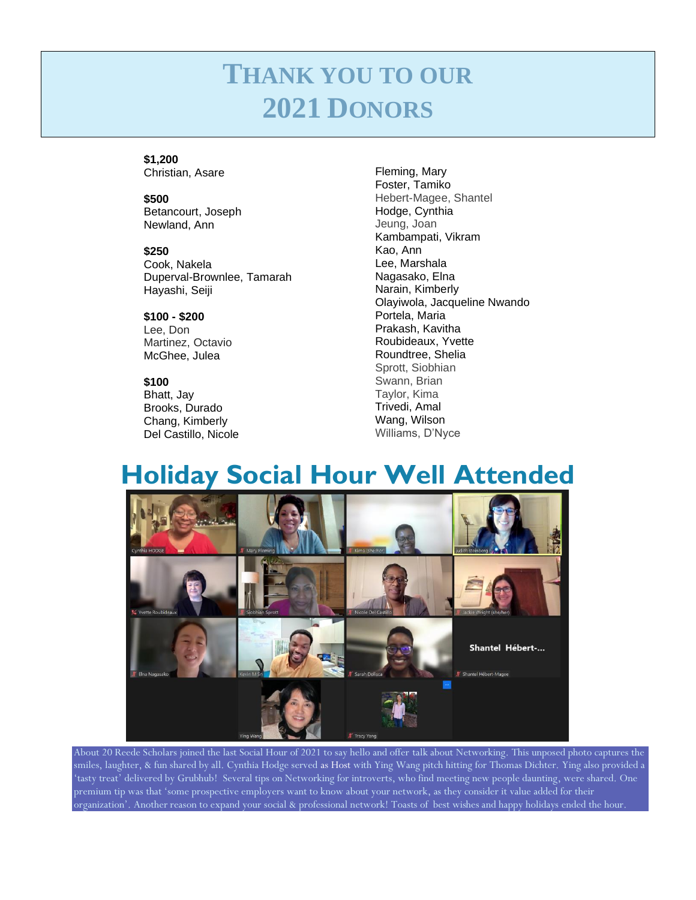# THANK YOU TO OUR 2021 DONORS

**$1,200**
Christian, Asare

**$500**
Betancourt, Joseph
Newland, Ann

**$250**
Cook, Nakela
Duperval-Brownlee, Tamarah
Hayashi, Seiji

**$100 - $200**
Lee, Don
Martinez, Octavio
McGhee, Julea

**$100**
Bhatt, Jay
Brooks, Durado
Chang, Kimberly
Del Castillo, Nicole
Fleming, Mary
Foster, Tamiko
Hebert-Magee, Shantel
Hodge, Cynthia
Jeung, Joan
Kambampati, Vikram
Kao, Ann
Lee, Marshala
Nagasako, Elna
Narain, Kimberly
Olayiwola, Jacqueline Nwando
Portela, Maria
Prakash, Kavitha
Roubideaux, Yvette
Roundtree, Shelia
Sprott, Siobhian
Swann, Brian
Taylor, Kima
Trivedi, Amal
Wang, Wilson
Williams, D'Nyce

# Holiday Social Hour Well Attended

About 20 Reede Scholars joined the last Social Hour of 2021 to say hello and offer talk about Networking. This unposed photo captures the smiles, laughter, & fun shared by all. Cynthia Hodge served as Host with Ying Wang pitch hitting for Thomas Dichter. Ying also provided a 'tasty treat' delivered by Grubhub! Several tips on Networking for introverts, who find meeting new people daunting, were shared. One premium tip was that 'some prospective employers want to know about your network, as they consider it value added for their organization'. Another reason to expand your social & professional network! Toasts of best wishes and happy holidays ended the hour.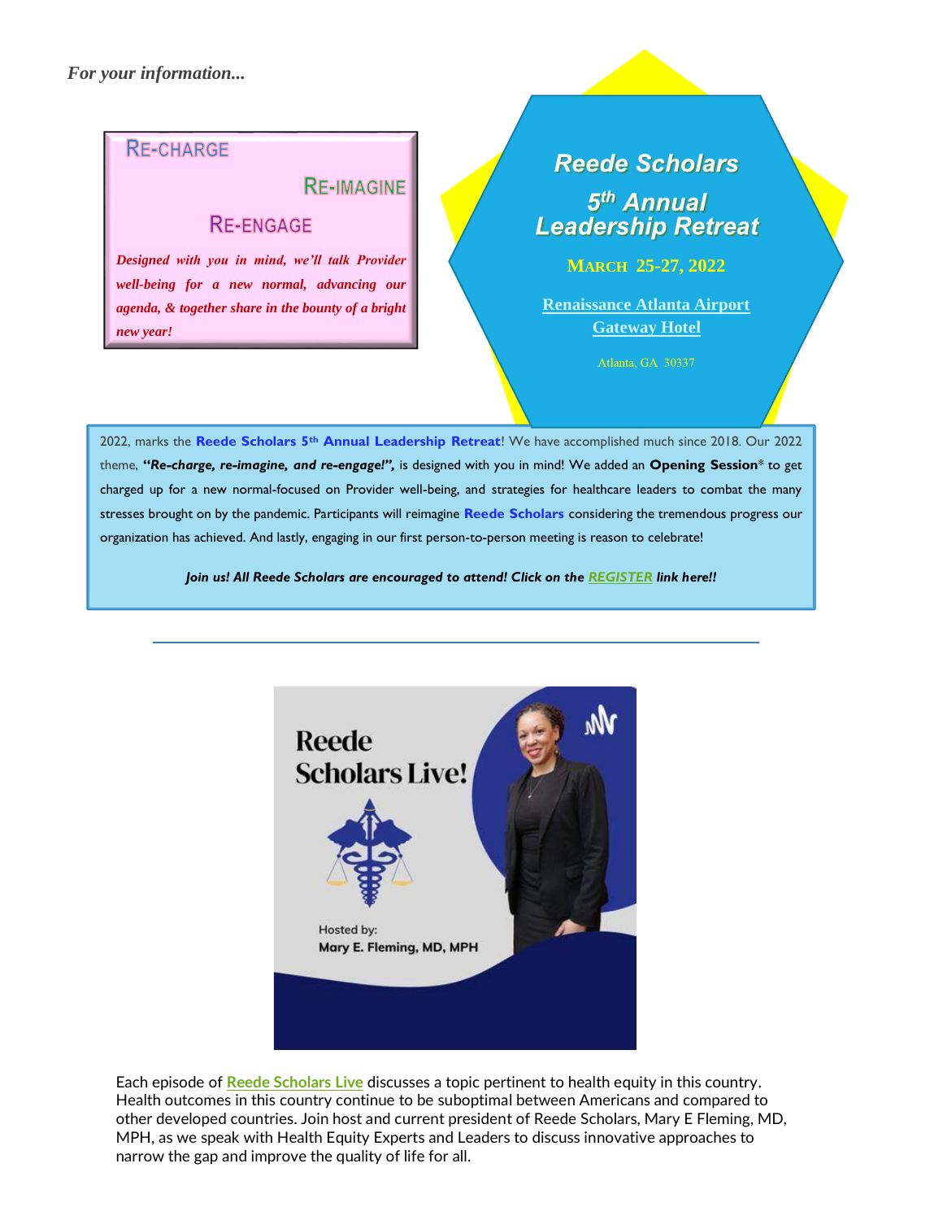*For your information...*

RE-CHARGE

RE-IMAGINE

RE-ENGAGE

***Designed with you in mind, we'll talk Provider well-being for a new normal, advancing our agenda, & together share in the bounty of a bright new year!***

## Reede Scholars 5th Annual Leadership Retreat

**MARCH 25-27, 2022**

**Renaissance Atlanta Airport Gateway Hotel**

Atlanta, GA 30337

2022, marks the **Reede Scholars 5th Annual Leadership Retreat**! We have accomplished much since 2018. Our 2022 theme, ***"Re-charge, re-imagine, and re-engage!",*** is designed with you in mind! We added an **Opening Session*** to get charged up for a new normal-focused on Provider well-being, and strategies for healthcare leaders to combat the many stresses brought on by the pandemic. Participants will reimagine **Reede Scholars** considering the tremendous progress our organization has achieved. And lastly, engaging in our first person-to-person meeting is reason to celebrate!

***Join us! All Reede Scholars are encouraged to attend! Click on the REGISTER link here!!***

---

Reede Scholars Live!

Hosted by:
Mary E. Fleming, MD, MPH

Each episode of Reede Scholars Live discusses a topic pertinent to health equity in this country. Health outcomes in this country continue to be suboptimal between Americans and compared to other developed countries. Join host and current president of Reede Scholars, Mary E Fleming, MD, MPH, as we speak with Health Equity Experts and Leaders to discuss innovative approaches to narrow the gap and improve the quality of life for all.